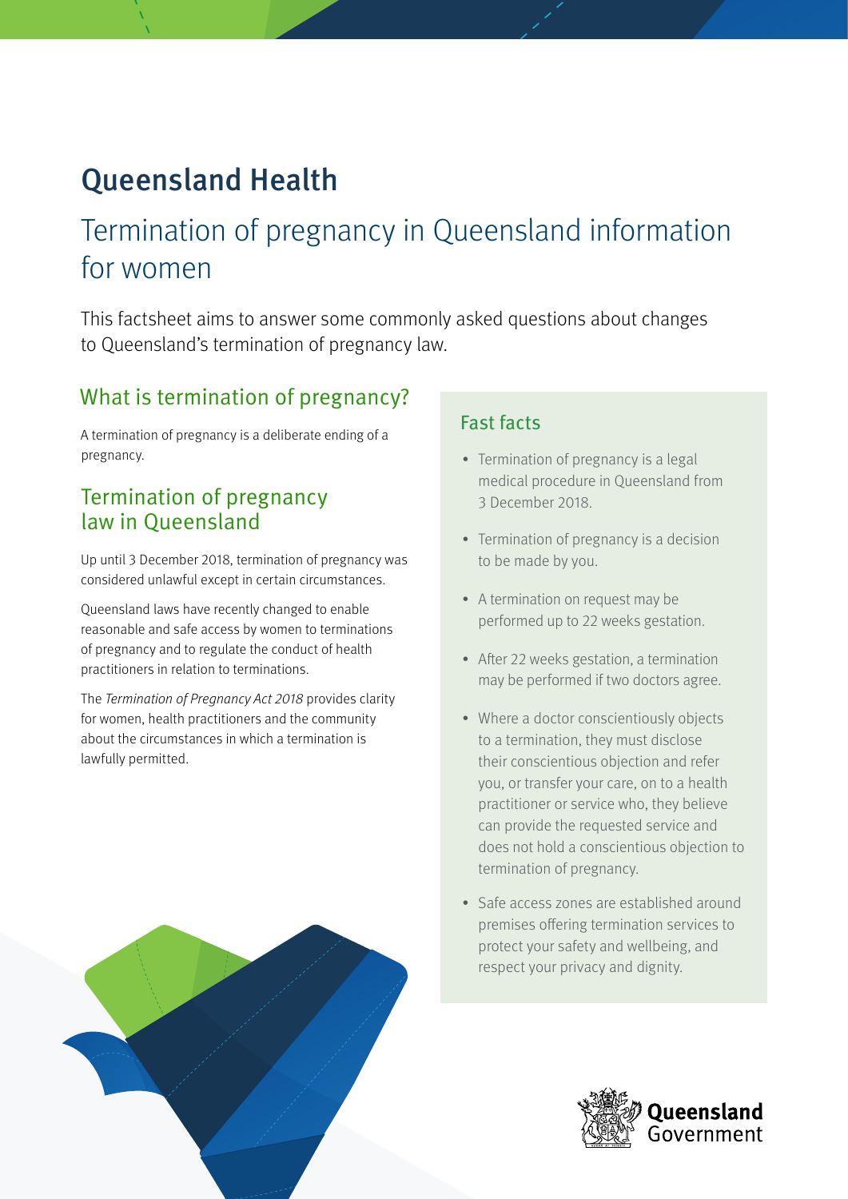# Queensland Health

## Termination of pregnancy in Queensland information for women

This factsheet aims to answer some commonly asked questions about changes to Queensland's termination of pregnancy law.

### What is termination of pregnancy?

A termination of pregnancy is a deliberate ending of a pregnancy.

### Termination of pregnancy law in Queensland

Up until 3 December 2018, termination of pregnancy was considered unlawful except in certain circumstances.

Queensland laws have recently changed to enable reasonable and safe access by women to terminations of pregnancy and to regulate the conduct of health practitioners in relation to terminations.

The *Termination of Pregnancy Act 2018* provides clarity for women, health practitioners and the community about the circumstances in which a termination is lawfully permitted.

### Fast facts

- Termination of pregnancy is a legal medical procedure in Queensland from 3 December 2018.
- Termination of pregnancy is a decision to be made by you.
- A termination on request may be performed up to 22 weeks gestation.
- After 22 weeks gestation, a termination may be performed if two doctors agree.
- Where a doctor conscientiously objects to a termination, they must disclose their conscientious objection and refer you, or transfer your care, on to a health practitioner or service who, they believe can provide the requested service and does not hold a conscientious objection to termination of pregnancy.
- Safe access zones are established around premises offering termination services to protect your safety and wellbeing, and respect your privacy and dignity.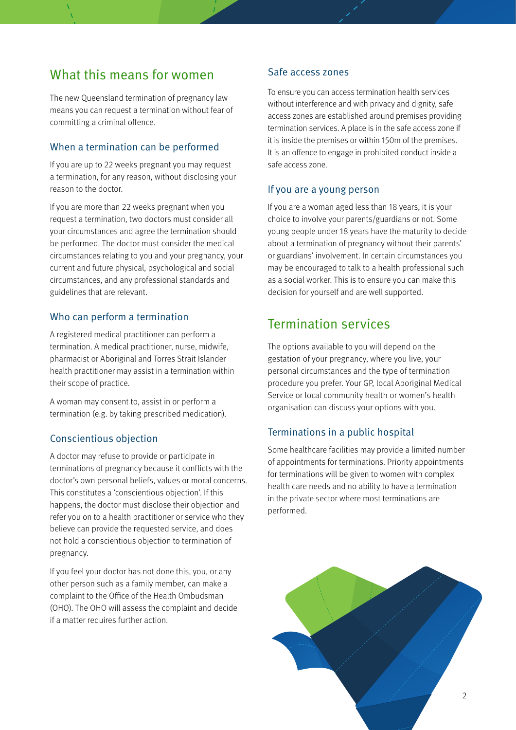## What this means for women

The new Queensland termination of pregnancy law means you can request a termination without fear of committing a criminal offence.

### When a termination can be performed

If you are up to 22 weeks pregnant you may request a termination, for any reason, without disclosing your reason to the doctor.

If you are more than 22 weeks pregnant when you request a termination, two doctors must consider all your circumstances and agree the termination should be performed. The doctor must consider the medical circumstances relating to you and your pregnancy, your current and future physical, psychological and social circumstances, and any professional standards and guidelines that are relevant.

### Who can perform a termination

A registered medical practitioner can perform a termination. A medical practitioner, nurse, midwife, pharmacist or Aboriginal and Torres Strait Islander health practitioner may assist in a termination within their scope of practice.

A woman may consent to, assist in or perform a termination (e.g. by taking prescribed medication).

### Conscientious objection

A doctor may refuse to provide or participate in terminations of pregnancy because it conflicts with the doctor's own personal beliefs, values or moral concerns. This constitutes a 'conscientious objection'. If this happens, the doctor must disclose their objection and refer you on to a health practitioner or service who they believe can provide the requested service, and does not hold a conscientious objection to termination of pregnancy.

If you feel your doctor has not done this, you, or any other person such as a family member, can make a complaint to the Office of the Health Ombudsman (OHO). The OHO will assess the complaint and decide if a matter requires further action.

### Safe access zones

To ensure you can access termination health services without interference and with privacy and dignity, safe access zones are established around premises providing termination services. A place is in the safe access zone if it is inside the premises or within 150m of the premises. It is an offence to engage in prohibited conduct inside a safe access zone.

### If you are a young person

If you are a woman aged less than 18 years, it is your choice to involve your parents/guardians or not. Some young people under 18 years have the maturity to decide about a termination of pregnancy without their parents' or guardians' involvement. In certain circumstances you may be encouraged to talk to a health professional such as a social worker. This is to ensure you can make this decision for yourself and are well supported.

## Termination services

The options available to you will depend on the gestation of your pregnancy, where you live, your personal circumstances and the type of termination procedure you prefer. Your GP, local Aboriginal Medical Service or local community health or women's health organisation can discuss your options with you.

### Terminations in a public hospital

Some healthcare facilities may provide a limited number of appointments for terminations. Priority appointments for terminations will be given to women with complex health care needs and no ability to have a termination in the private sector where most terminations are performed.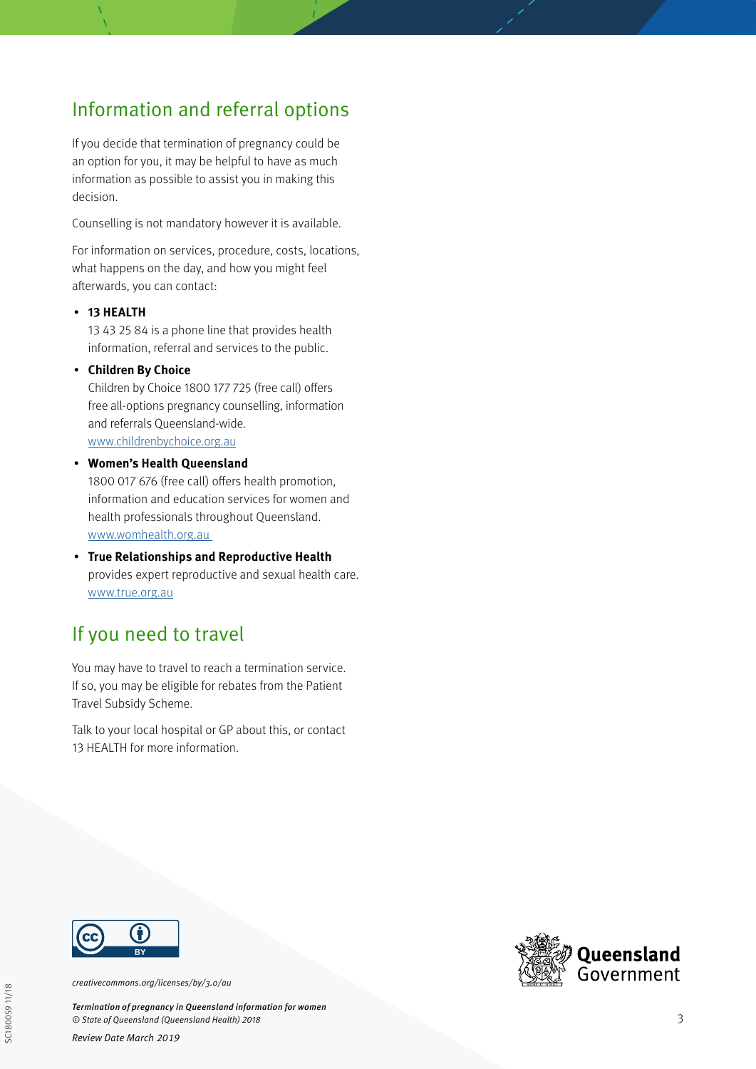## Information and referral options

If you decide that termination of pregnancy could be an option for you, it may be helpful to have as much information as possible to assist you in making this decision.

Counselling is not mandatory however it is available.

For information on services, procedure, costs, locations, what happens on the day, and how you might feel afterwards, you can contact:

- **13 HEALTH**
  13 43 25 84 is a phone line that provides health information, referral and services to the public.
- **Children By Choice**
  Children by Choice 1800 177 725 (free call) offers free all-options pregnancy counselling, information and referrals Queensland-wide.
  www.childrenbychoice.org.au
- **Women's Health Queensland**
  1800 017 676 (free call) offers health promotion, information and education services for women and health professionals throughout Queensland.
  www.womhealth.org.au
- **True Relationships and Reproductive Health**
  provides expert reproductive and sexual health care.
  www.true.org.au

## If you need to travel

You may have to travel to reach a termination service. If so, you may be eligible for rebates from the Patient Travel Subsidy Scheme.

Talk to your local hospital or GP about this, or contact 13 HEALTH for more information.

*creativecommons.org/licenses/by/3.0/au*

***Termination of pregnancy in Queensland information for women***
*© State of Queensland (Queensland Health) 2018*

*Review Date March 2019*

SC180059 11/18